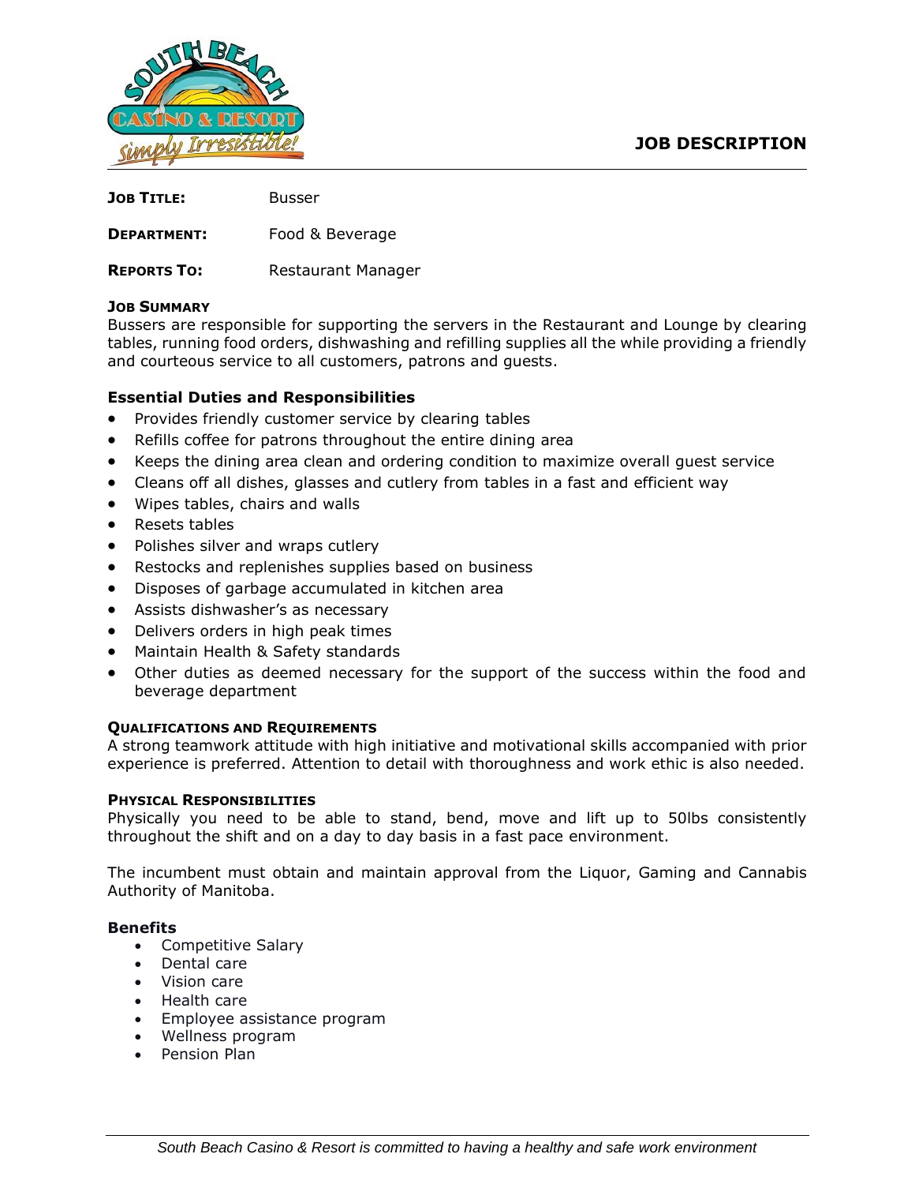# JOB DESCRIPTION

**JOB TITLE:** Busser

**DEPARTMENT:** Food & Beverage

**REPORTS TO:** Restaurant Manager

### JOB SUMMARY

Bussers are responsible for supporting the servers in the Restaurant and Lounge by clearing tables, running food orders, dishwashing and refilling supplies all the while providing a friendly and courteous service to all customers, patrons and guests.

### Essential Duties and Responsibilities

- Provides friendly customer service by clearing tables
- Refills coffee for patrons throughout the entire dining area
- Keeps the dining area clean and ordering condition to maximize overall guest service
- Cleans off all dishes, glasses and cutlery from tables in a fast and efficient way
- Wipes tables, chairs and walls
- Resets tables
- Polishes silver and wraps cutlery
- Restocks and replenishes supplies based on business
- Disposes of garbage accumulated in kitchen area
- Assists dishwasher's as necessary
- Delivers orders in high peak times
- Maintain Health & Safety standards
- Other duties as deemed necessary for the support of the success within the food and beverage department

### QUALIFICATIONS AND REQUIREMENTS

A strong teamwork attitude with high initiative and motivational skills accompanied with prior experience is preferred. Attention to detail with thoroughness and work ethic is also needed.

### PHYSICAL RESPONSIBILITIES

Physically you need to be able to stand, bend, move and lift up to 50lbs consistently throughout the shift and on a day to day basis in a fast pace environment.

The incumbent must obtain and maintain approval from the Liquor, Gaming and Cannabis Authority of Manitoba.

### Benefits

- Competitive Salary
- Dental care
- Vision care
- Health care
- Employee assistance program
- Wellness program
- Pension Plan

*South Beach Casino & Resort is committed to having a healthy and safe work environment*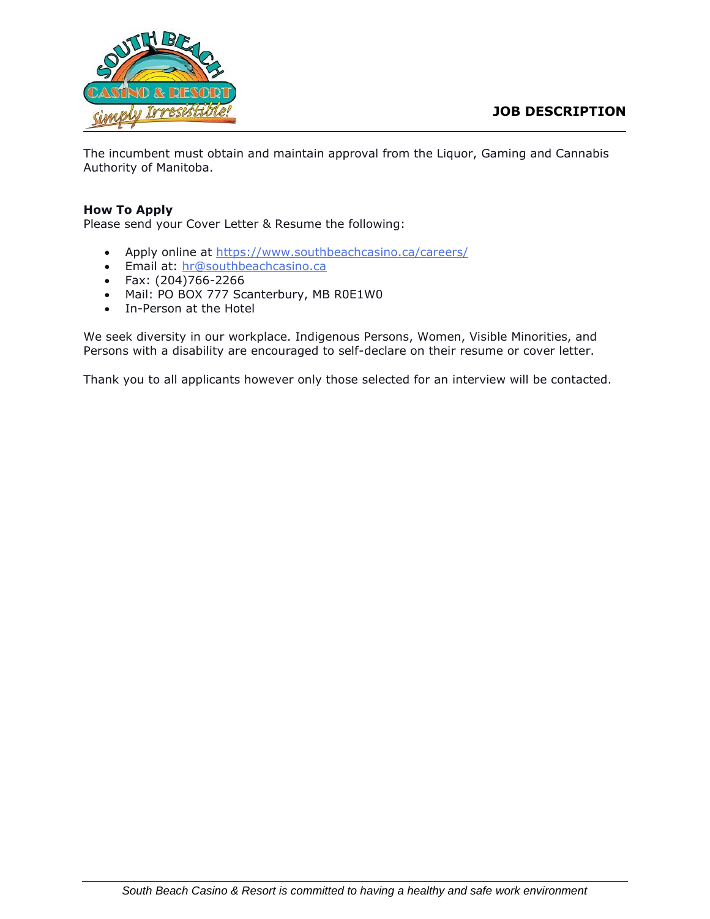The incumbent must obtain and maintain approval from the Liquor, Gaming and Cannabis Authority of Manitoba.

**How To Apply**
Please send your Cover Letter & Resume the following:

- Apply online at https://www.southbeachcasino.ca/careers/
- Email at: hr@southbeachcasino.ca
- Fax: (204)766-2266
- Mail: PO BOX 777 Scanterbury, MB R0E1W0
- In-Person at the Hotel

We seek diversity in our workplace. Indigenous Persons, Women, Visible Minorities, and Persons with a disability are encouraged to self-declare on their resume or cover letter.

Thank you to all applicants however only those selected for an interview will be contacted.